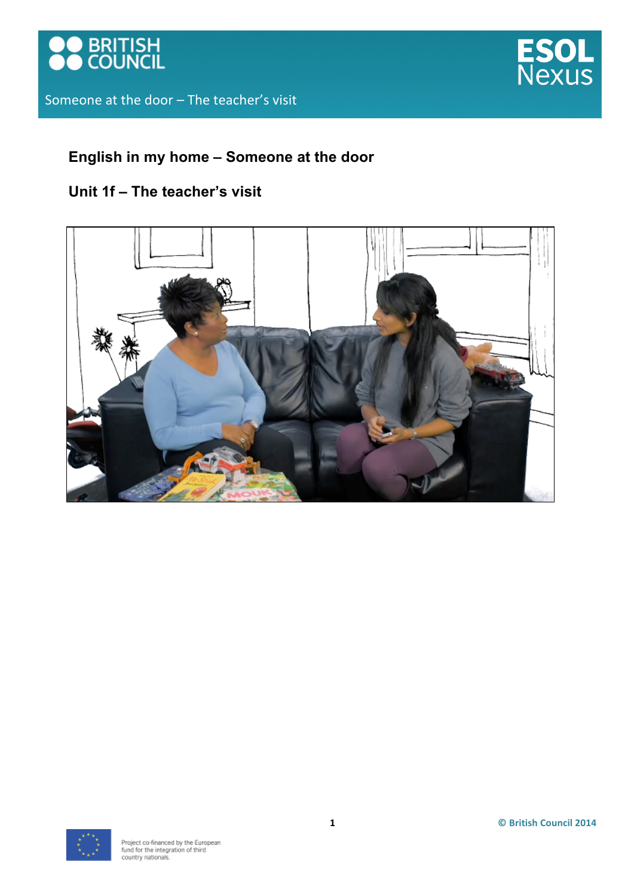# English in my home – Someone at the door

## Unit 1f – The teacher's visit

Project co-financed by the European fund for the integration of third country nationals.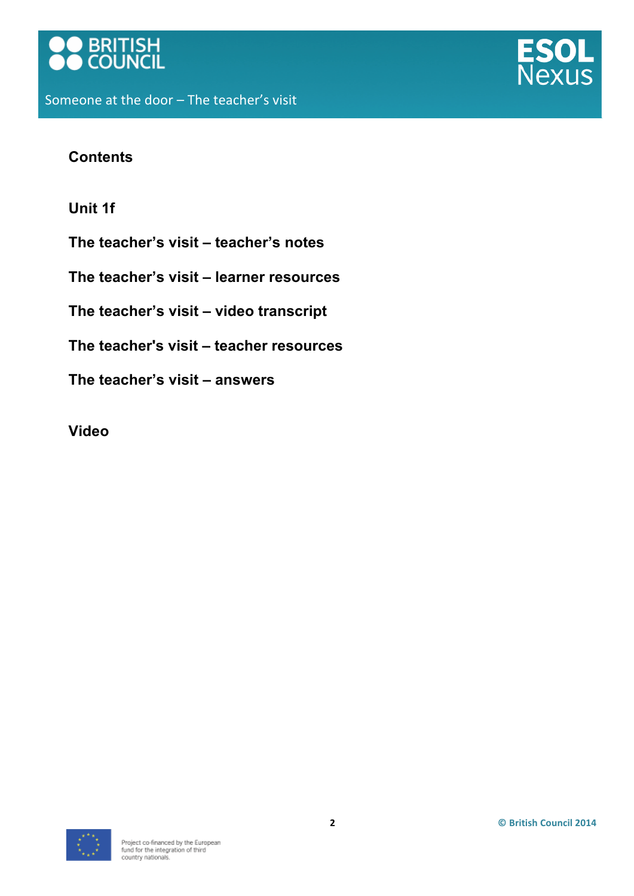## Contents

### Unit 1f

**The teacher's visit – teacher's notes**

**The teacher's visit – learner resources**

**The teacher's visit – video transcript**

**The teacher's visit – teacher resources**

**The teacher's visit – answers**

### Video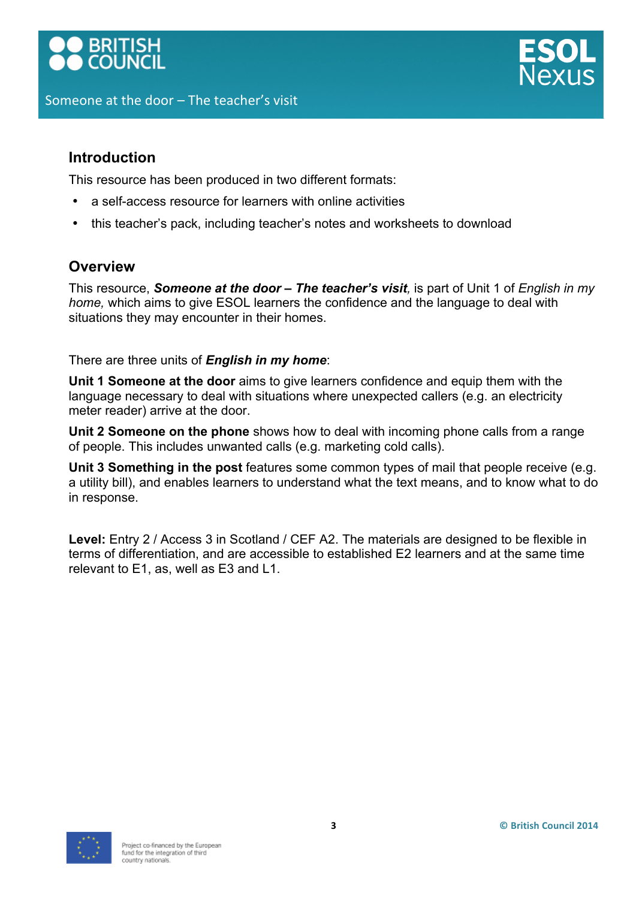## Introduction

This resource has been produced in two different formats:

- a self-access resource for learners with online activities
- this teacher's pack, including teacher's notes and worksheets to download

## Overview

This resource, ***Someone at the door – The teacher's visit***, is part of Unit 1 of *English in my home,* which aims to give ESOL learners the confidence and the language to deal with situations they may encounter in their homes.

There are three units of ***English in my home***:

**Unit 1 Someone at the door** aims to give learners confidence and equip them with the language necessary to deal with situations where unexpected callers (e.g. an electricity meter reader) arrive at the door.

**Unit 2 Someone on the phone** shows how to deal with incoming phone calls from a range of people. This includes unwanted calls (e.g. marketing cold calls).

**Unit 3 Something in the post** features some common types of mail that people receive (e.g. a utility bill), and enables learners to understand what the text means, and to know what to do in response.

**Level:** Entry 2 / Access 3 in Scotland / CEF A2. The materials are designed to be flexible in terms of differentiation, and are accessible to established E2 learners and at the same time relevant to E1, as, well as E3 and L1.

Project co-financed by the European fund for the integration of third country nationals.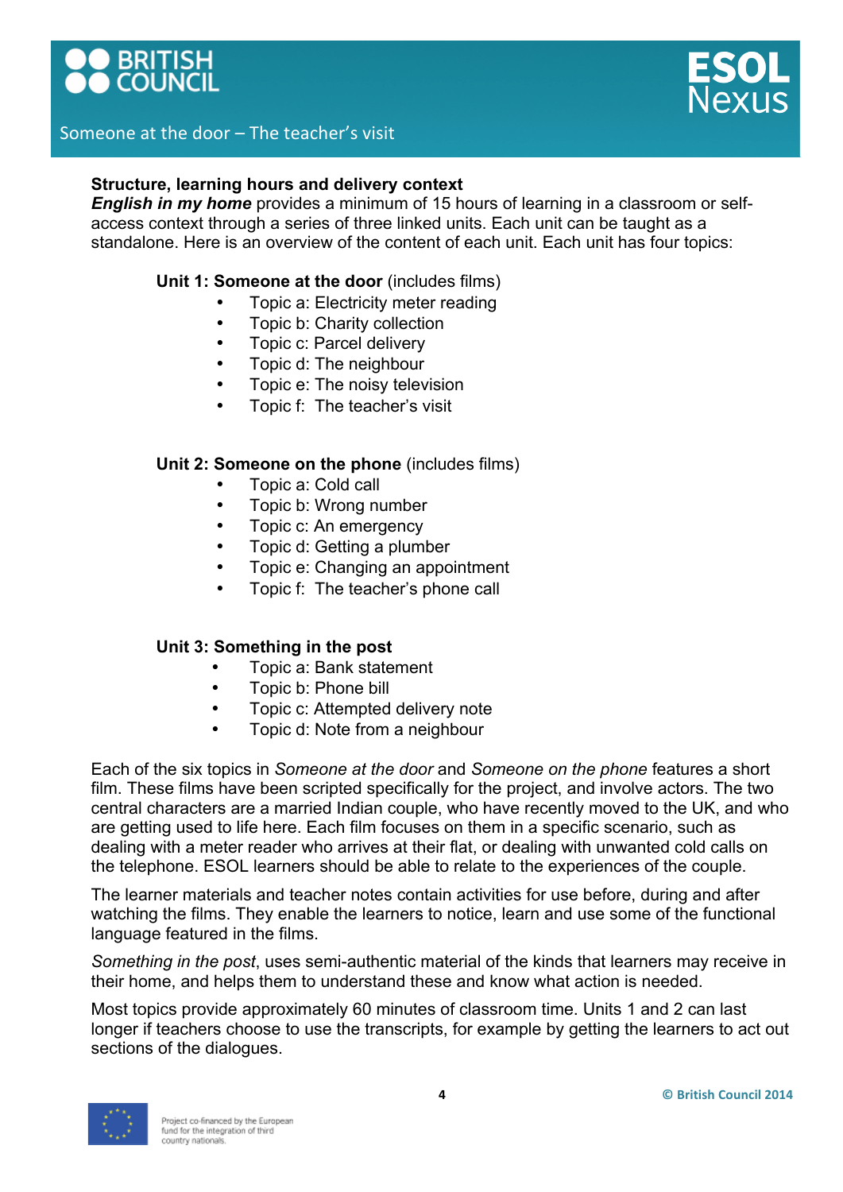**Structure, learning hours and delivery context**

***English in my home*** provides a minimum of 15 hours of learning in a classroom or self-access context through a series of three linked units. Each unit can be taught as a standalone. Here is an overview of the content of each unit. Each unit has four topics:

**Unit 1: Someone at the door** (includes films)

- Topic a: Electricity meter reading
- Topic b: Charity collection
- Topic c: Parcel delivery
- Topic d: The neighbour
- Topic e: The noisy television
- Topic f: The teacher's visit

**Unit 2: Someone on the phone** (includes films)

- Topic a: Cold call
- Topic b: Wrong number
- Topic c: An emergency
- Topic d: Getting a plumber
- Topic e: Changing an appointment
- Topic f: The teacher's phone call

**Unit 3: Something in the post**

- Topic a: Bank statement
- Topic b: Phone bill
- Topic c: Attempted delivery note
- Topic d: Note from a neighbour

Each of the six topics in *Someone at the door* and *Someone on the phone* features a short film. These films have been scripted specifically for the project, and involve actors. The two central characters are a married Indian couple, who have recently moved to the UK, and who are getting used to life here. Each film focuses on them in a specific scenario, such as dealing with a meter reader who arrives at their flat, or dealing with unwanted cold calls on the telephone. ESOL learners should be able to relate to the experiences of the couple.

The learner materials and teacher notes contain activities for use before, during and after watching the films. They enable the learners to notice, learn and use some of the functional language featured in the films.

*Something in the post*, uses semi-authentic material of the kinds that learners may receive in their home, and helps them to understand these and know what action is needed.

Most topics provide approximately 60 minutes of classroom time. Units 1 and 2 can last longer if teachers choose to use the transcripts, for example by getting the learners to act out sections of the dialogues.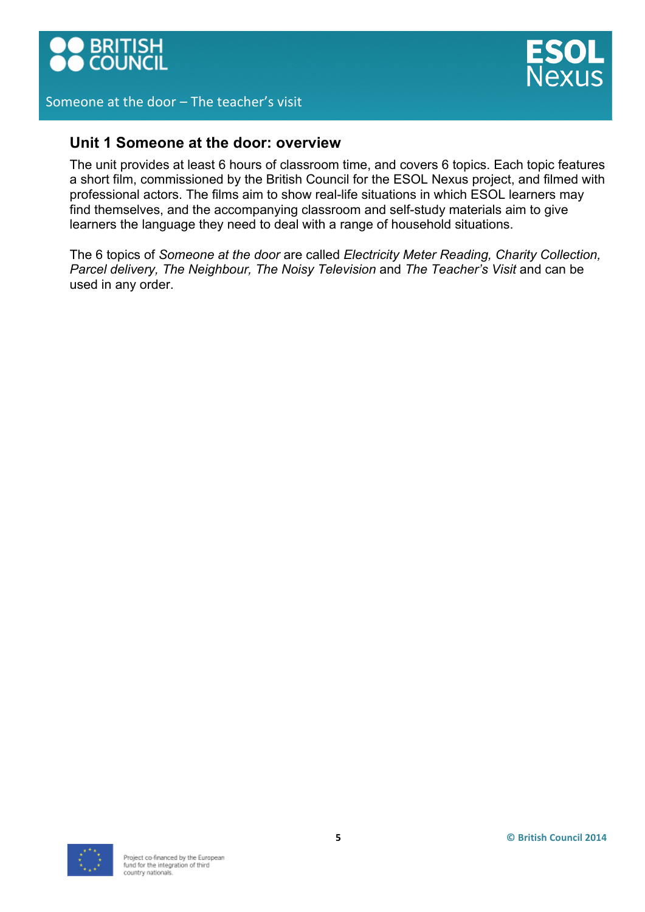## Unit 1 Someone at the door: overview

The unit provides at least 6 hours of classroom time, and covers 6 topics. Each topic features a short film, commissioned by the British Council for the ESOL Nexus project, and filmed with professional actors. The films aim to show real-life situations in which ESOL learners may find themselves, and the accompanying classroom and self-study materials aim to give learners the language they need to deal with a range of household situations.

The 6 topics of *Someone at the door* are called *Electricity Meter Reading, Charity Collection, Parcel delivery, The Neighbour, The Noisy Television* and *The Teacher's Visit* and can be used in any order.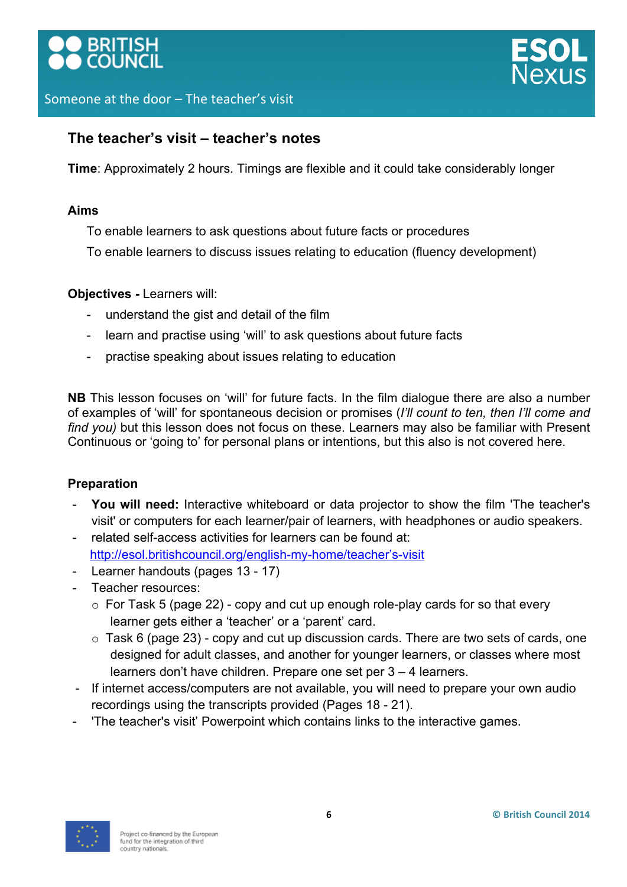## The teacher's visit – teacher's notes

**Time**: Approximately 2 hours. Timings are flexible and it could take considerably longer

### Aims

To enable learners to ask questions about future facts or procedures

To enable learners to discuss issues relating to education (fluency development)

**Objectives -** Learners will:

- understand the gist and detail of the film
- learn and practise using 'will' to ask questions about future facts
- practise speaking about issues relating to education

**NB** This lesson focuses on 'will' for future facts. In the film dialogue there are also a number of examples of 'will' for spontaneous decision or promises (*I'll count to ten, then I'll come and find you)* but this lesson does not focus on these. Learners may also be familiar with Present Continuous or 'going to' for personal plans or intentions, but this also is not covered here.

### Preparation

- **You will need:** Interactive whiteboard or data projector to show the film 'The teacher's visit' or computers for each learner/pair of learners, with headphones or audio speakers.
- related self-access activities for learners can be found at: http://esol.britishcouncil.org/english-my-home/teacher's-visit
- Learner handouts (pages 13 - 17)
- Teacher resources:
  - For Task 5 (page 22) - copy and cut up enough role-play cards for so that every learner gets either a 'teacher' or a 'parent' card.
  - Task 6 (page 23) - copy and cut up discussion cards. There are two sets of cards, one designed for adult classes, and another for younger learners, or classes where most learners don't have children. Prepare one set per 3 – 4 learners.
- If internet access/computers are not available, you will need to prepare your own audio recordings using the transcripts provided (Pages 18 - 21).
- 'The teacher's visit' Powerpoint which contains links to the interactive games.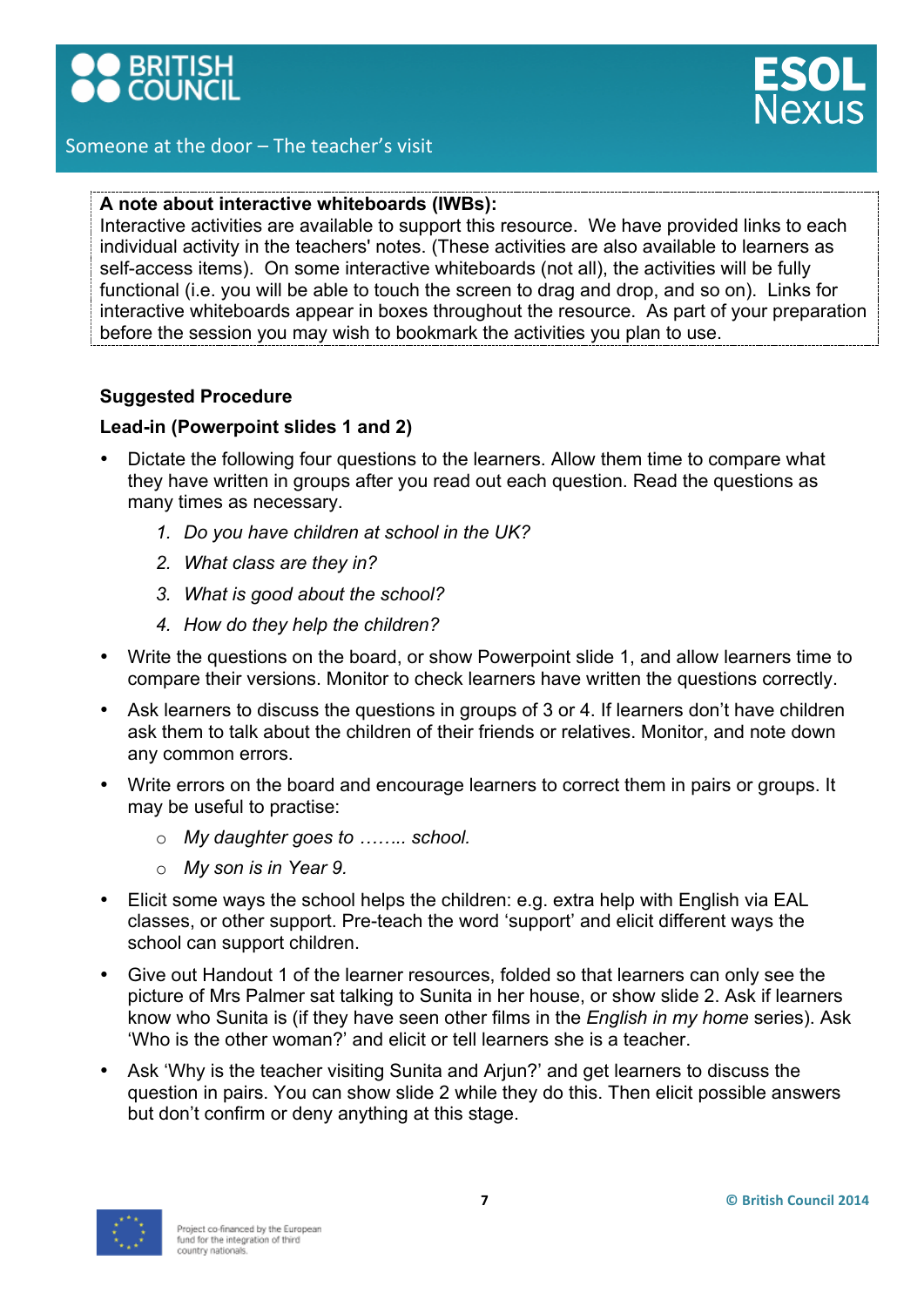**A note about interactive whiteboards (IWBs):**
Interactive activities are available to support this resource. We have provided links to each individual activity in the teachers' notes. (These activities are also available to learners as self-access items). On some interactive whiteboards (not all), the activities will be fully functional (i.e. you will be able to touch the screen to drag and drop, and so on). Links for interactive whiteboards appear in boxes throughout the resource. As part of your preparation before the session you may wish to bookmark the activities you plan to use.

**Suggested Procedure**

**Lead-in (Powerpoint slides 1 and 2)**

- Dictate the following four questions to the learners. Allow them time to compare what they have written in groups after you read out each question. Read the questions as many times as necessary.
    1. *Do you have children at school in the UK?*
    2. *What class are they in?*
    3. *What is good about the school?*
    4. *How do they help the children?*
- Write the questions on the board, or show Powerpoint slide 1, and allow learners time to compare their versions. Monitor to check learners have written the questions correctly.
- Ask learners to discuss the questions in groups of 3 or 4. If learners don't have children ask them to talk about the children of their friends or relatives. Monitor, and note down any common errors.
- Write errors on the board and encourage learners to correct them in pairs or groups. It may be useful to practise:
    - *My daughter goes to …….. school.*
    - *My son is in Year 9.*
- Elicit some ways the school helps the children: e.g. extra help with English via EAL classes, or other support. Pre-teach the word 'support' and elicit different ways the school can support children.
- Give out Handout 1 of the learner resources, folded so that learners can only see the picture of Mrs Palmer sat talking to Sunita in her house, or show slide 2. Ask if learners know who Sunita is (if they have seen other films in the *English in my home* series). Ask 'Who is the other woman?' and elicit or tell learners she is a teacher.
- Ask 'Why is the teacher visiting Sunita and Arjun?' and get learners to discuss the question in pairs. You can show slide 2 while they do this. Then elicit possible answers but don't confirm or deny anything at this stage.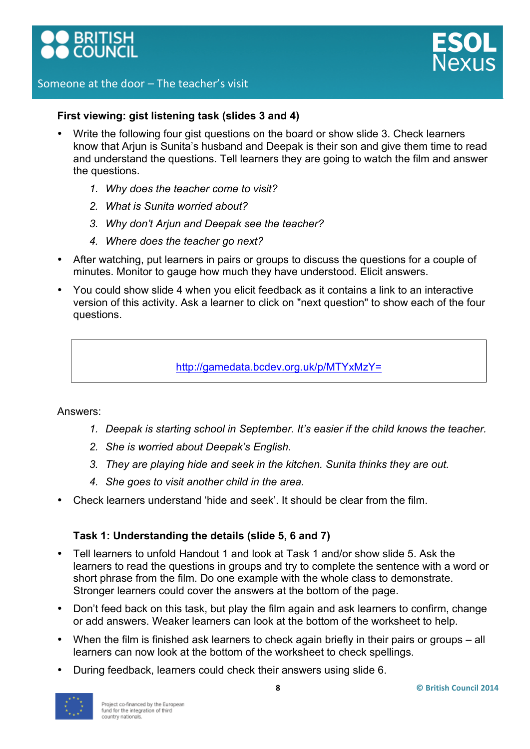### First viewing: gist listening task (slides 3 and 4)

- Write the following four gist questions on the board or show slide 3. Check learners know that Arjun is Sunita's husband and Deepak is their son and give them time to read and understand the questions. Tell learners they are going to watch the film and answer the questions.
  1. *Why does the teacher come to visit?*
  2. *What is Sunita worried about?*
  3. *Why don't Arjun and Deepak see the teacher?*
  4. *Where does the teacher go next?*
- After watching, put learners in pairs or groups to discuss the questions for a couple of minutes. Monitor to gauge how much they have understood. Elicit answers.
- You could show slide 4 when you elicit feedback as it contains a link to an interactive version of this activity. Ask a learner to click on "next question" to show each of the four questions.

| [http://gamedata.bcdev.org.uk/p/MTYxMzY=](http://gamedata.bcdev.org.uk/p/MTYxMzY=) |
|---|

Answers:

1. *Deepak is starting school in September. It's easier if the child knows the teacher.*
2. *She is worried about Deepak's English.*
3. *They are playing hide and seek in the kitchen. Sunita thinks they are out.*
4. *She goes to visit another child in the area.*

- Check learners understand 'hide and seek'. It should be clear from the film.

### Task 1: Understanding the details (slide 5, 6 and 7)

- Tell learners to unfold Handout 1 and look at Task 1 and/or show slide 5. Ask the learners to read the questions in groups and try to complete the sentence with a word or short phrase from the film. Do one example with the whole class to demonstrate. Stronger learners could cover the answers at the bottom of the page.
- Don't feed back on this task, but play the film again and ask learners to confirm, change or add answers. Weaker learners can look at the bottom of the worksheet to help.
- When the film is finished ask learners to check again briefly in their pairs or groups – all learners can now look at the bottom of the worksheet to check spellings.
- During feedback, learners could check their answers using slide 6.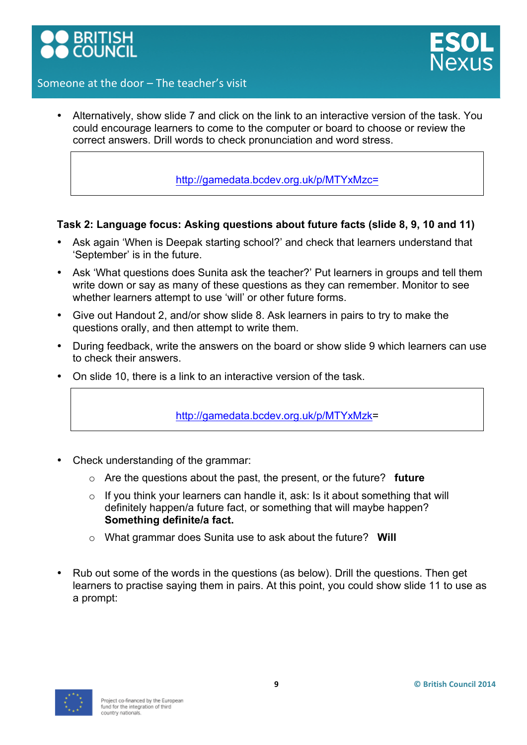- Alternatively, show slide 7 and click on the link to an interactive version of the task. You could encourage learners to come to the computer or board to choose or review the correct answers. Drill words to check pronunciation and word stress.

| http://gamedata.bcdev.org.uk/p/MTYxMzc= |
|---|

**Task 2: Language focus: Asking questions about future facts (slide 8, 9, 10 and 11)**

- Ask again 'When is Deepak starting school?' and check that learners understand that 'September' is in the future.
- Ask 'What questions does Sunita ask the teacher?' Put learners in groups and tell them write down or say as many of these questions as they can remember. Monitor to see whether learners attempt to use 'will' or other future forms.
- Give out Handout 2, and/or show slide 8. Ask learners in pairs to try to make the questions orally, and then attempt to write them.
- During feedback, write the answers on the board or show slide 9 which learners can use to check their answers.
- On slide 10, there is a link to an interactive version of the task.

| http://gamedata.bcdev.org.uk/p/MTYxMzk= |
|---|

- Check understanding of the grammar:
  - Are the questions about the past, the present, or the future? **future**
  - If you think your learners can handle it, ask: Is it about something that will definitely happen/a future fact, or something that will maybe happen? **Something definite/a fact.**
  - What grammar does Sunita use to ask about the future? **Will**

- Rub out some of the words in the questions (as below). Drill the questions. Then get learners to practise saying them in pairs. At this point, you could show slide 11 to use as a prompt:

© British Council 2014

Project co-financed by the European fund for the integration of third country nationals.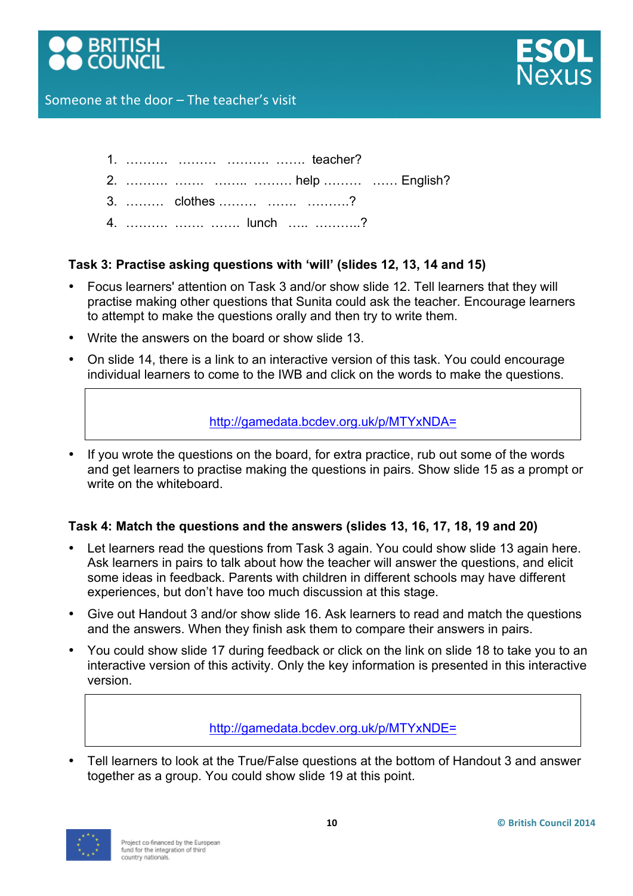1. ………. ……… ………. ……. teacher?
2. ………. ……. …….. ……… help ……… …… English?
3. ……… clothes ……… ……. ……….?
4. ………. ……. ……. lunch ….. ………..?

**Task 3: Practise asking questions with 'will' (slides 12, 13, 14 and 15)**

- Focus learners' attention on Task 3 and/or show slide 12. Tell learners that they will practise making other questions that Sunita could ask the teacher. Encourage learners to attempt to make the questions orally and then try to write them.
- Write the answers on the board or show slide 13.
- On slide 14, there is a link to an interactive version of this task. You could encourage individual learners to come to the IWB and click on the words to make the questions.

| http://gamedata.bcdev.org.uk/p/MTYxNDA= |
|---|

- If you wrote the questions on the board, for extra practice, rub out some of the words and get learners to practise making the questions in pairs. Show slide 15 as a prompt or write on the whiteboard.

**Task 4: Match the questions and the answers (slides 13, 16, 17, 18, 19 and 20)**

- Let learners read the questions from Task 3 again. You could show slide 13 again here. Ask learners in pairs to talk about how the teacher will answer the questions, and elicit some ideas in feedback. Parents with children in different schools may have different experiences, but don't have too much discussion at this stage.
- Give out Handout 3 and/or show slide 16. Ask learners to read and match the questions and the answers. When they finish ask them to compare their answers in pairs.
- You could show slide 17 during feedback or click on the link on slide 18 to take you to an interactive version of this activity. Only the key information is presented in this interactive version.

| http://gamedata.bcdev.org.uk/p/MTYxNDE= |
|---|

- Tell learners to look at the True/False questions at the bottom of Handout 3 and answer together as a group. You could show slide 19 at this point.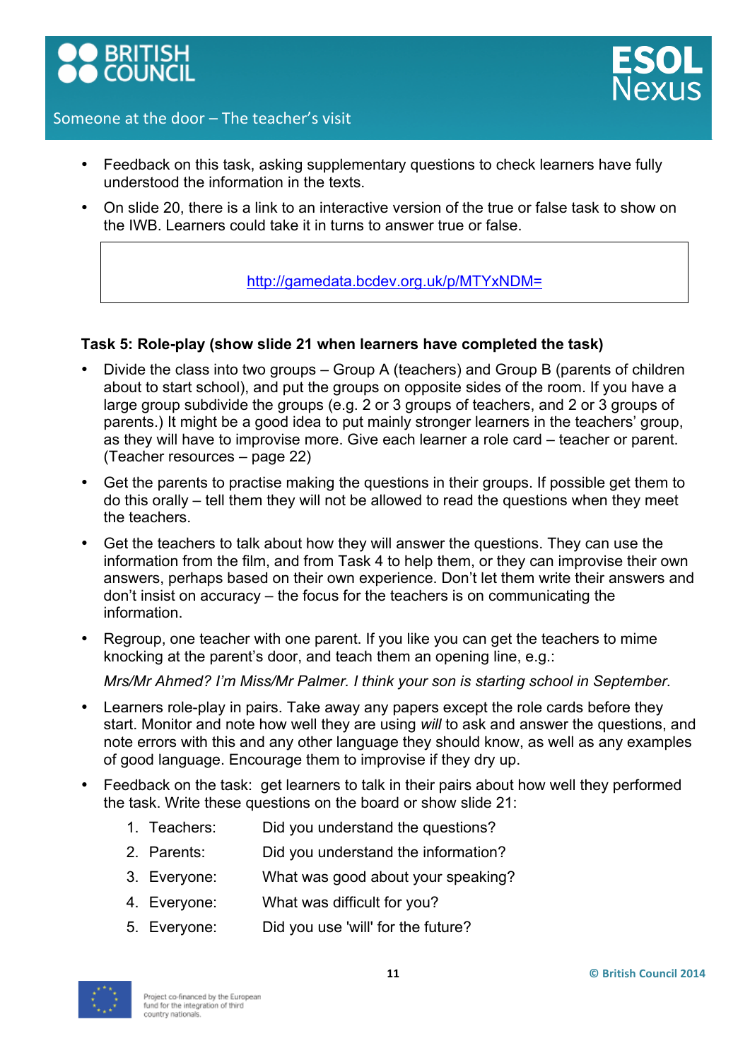- Feedback on this task, asking supplementary questions to check learners have fully understood the information in the texts.
- On slide 20, there is a link to an interactive version of the true or false task to show on the IWB. Learners could take it in turns to answer true or false.

| http://gamedata.bcdev.org.uk/p/MTYxNDM= |
| --- |

**Task 5: Role-play (show slide 21 when learners have completed the task)**

- Divide the class into two groups – Group A (teachers) and Group B (parents of children about to start school), and put the groups on opposite sides of the room. If you have a large group subdivide the groups (e.g. 2 or 3 groups of teachers, and 2 or 3 groups of parents.) It might be a good idea to put mainly stronger learners in the teachers' group, as they will have to improvise more. Give each learner a role card – teacher or parent. (Teacher resources – page 22)
- Get the parents to practise making the questions in their groups. If possible get them to do this orally – tell them they will not be allowed to read the questions when they meet the teachers.
- Get the teachers to talk about how they will answer the questions. They can use the information from the film, and from Task 4 to help them, or they can improvise their own answers, perhaps based on their own experience. Don't let them write their answers and don't insist on accuracy – the focus for the teachers is on communicating the information.
- Regroup, one teacher with one parent. If you like you can get the teachers to mime knocking at the parent's door, and teach them an opening line, e.g.:

  *Mrs/Mr Ahmed? I'm Miss/Mr Palmer. I think your son is starting school in September.*
- Learners role-play in pairs. Take away any papers except the role cards before they start. Monitor and note how well they are using *will* to ask and answer the questions, and note errors with this and any other language they should know, as well as any examples of good language. Encourage them to improvise if they dry up.
- Feedback on the task: get learners to talk in their pairs about how well they performed the task. Write these questions on the board or show slide 21:

  1. Teachers: Did you understand the questions?
  2. Parents: Did you understand the information?
  3. Everyone: What was good about your speaking?
  4. Everyone: What was difficult for you?
  5. Everyone: Did you use 'will' for the future?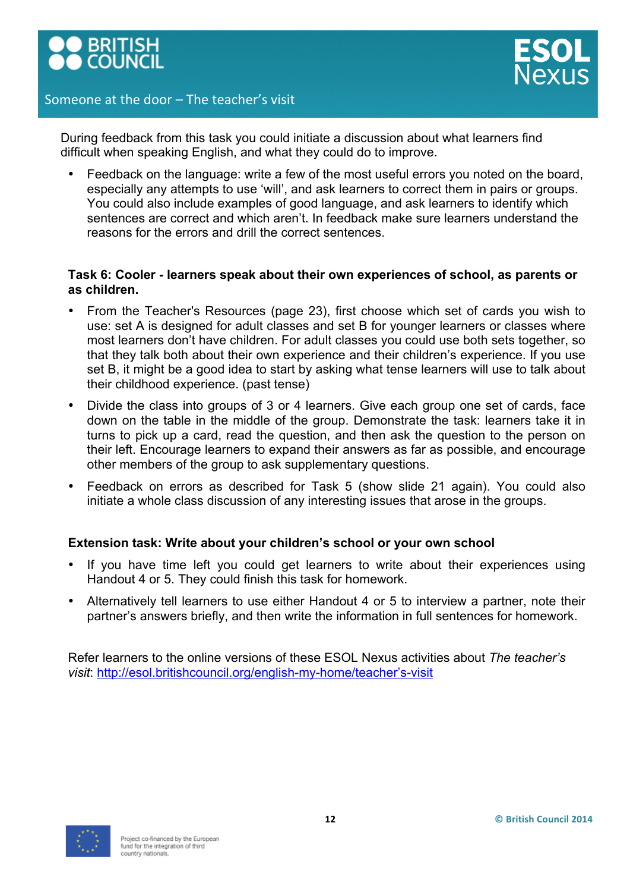During feedback from this task you could initiate a discussion about what learners find difficult when speaking English, and what they could do to improve.

- Feedback on the language: write a few of the most useful errors you noted on the board, especially any attempts to use 'will', and ask learners to correct them in pairs or groups. You could also include examples of good language, and ask learners to identify which sentences are correct and which aren't. In feedback make sure learners understand the reasons for the errors and drill the correct sentences.

**Task 6: Cooler - learners speak about their own experiences of school, as parents or as children.**

- From the Teacher's Resources (page 23), first choose which set of cards you wish to use: set A is designed for adult classes and set B for younger learners or classes where most learners don't have children. For adult classes you could use both sets together, so that they talk both about their own experience and their children's experience. If you use set B, it might be a good idea to start by asking what tense learners will use to talk about their childhood experience. (past tense)
- Divide the class into groups of 3 or 4 learners. Give each group one set of cards, face down on the table in the middle of the group. Demonstrate the task: learners take it in turns to pick up a card, read the question, and then ask the question to the person on their left. Encourage learners to expand their answers as far as possible, and encourage other members of the group to ask supplementary questions.
- Feedback on errors as described for Task 5 (show slide 21 again). You could also initiate a whole class discussion of any interesting issues that arose in the groups.

**Extension task: Write about your children's school or your own school**

- If you have time left you could get learners to write about their experiences using Handout 4 or 5. They could finish this task for homework.
- Alternatively tell learners to use either Handout 4 or 5 to interview a partner, note their partner's answers briefly, and then write the information in full sentences for homework.

Refer learners to the online versions of these ESOL Nexus activities about *The teacher's visit*: http://esol.britishcouncil.org/english-my-home/teacher's-visit

Project co-financed by the European fund for the integration of third country nationals.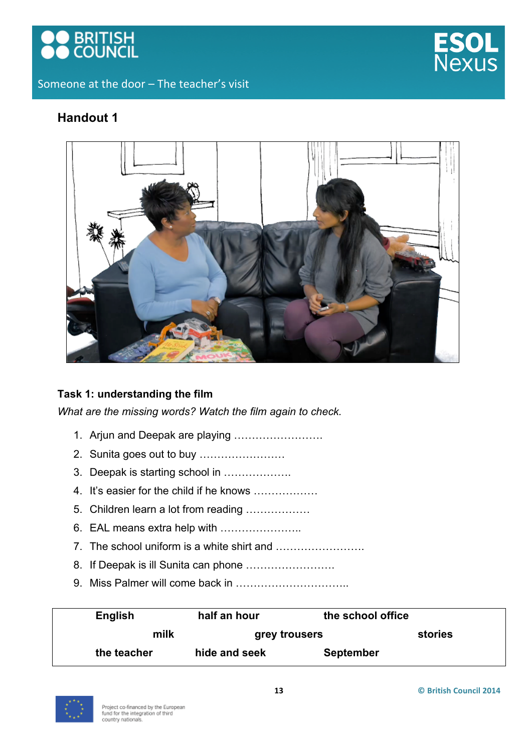## Handout 1

### Task 1: understanding the film

*What are the missing words? Watch the film again to check.*

1. Arjun and Deepak are playing …………………….
2. Sunita goes out to buy ……………………
3. Deepak is starting school in ……………….
4. It's easier for the child if he knows ………………
5. Children learn a lot from reading ………………
6. EAL means extra help with …………………..
7. The school uniform is a white shirt and …………………….
8. If Deepak is ill Sunita can phone …………………….
9. Miss Palmer will come back in …………………………..

| | | |
|---|---|---|
| **English** | **half an hour** | **the school office** |
| **milk** | **grey trousers** | **stories** |
| **the teacher** | **hide and seek** | **September** |

Project co-financed by the European fund for the integration of third country nationals.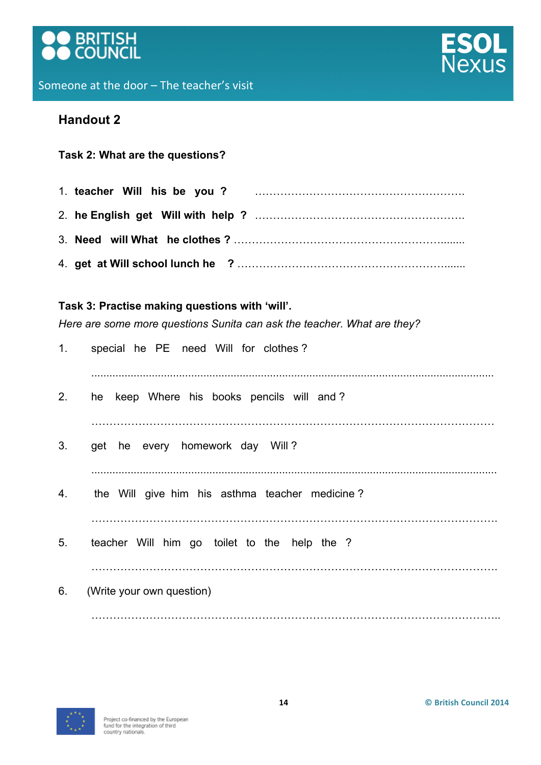## Handout 2

**Task 2: What are the questions?**

1. **teacher Will his be you ?** ……………………………………………………
2. **he English get Will with help ?** ……………………………………………………
3. **Need will What he clothes ?** ……………………………………………………
4. **get at Will school lunch he ?** ……………………………………………………

**Task 3: Practise making questions with 'will'.**

*Here are some more questions Sunita can ask the teacher. What are they?*

1. special he PE need Will for clothes ?

   ……………………………………………………………………………………………

2. he keep Where his books pencils will and ?

   ……………………………………………………………………………………………

3. get he every homework day Will ?

   ……………………………………………………………………………………………

4. the Will give him his asthma teacher medicine ?

   ……………………………………………………………………………………………

5. teacher Will him go toilet to the help the ?

   ……………………………………………………………………………………………

6. (Write your own question)

   ……………………………………………………………………………………………

© British Council 2014

Project co-financed by the European fund for the integration of third country nationals.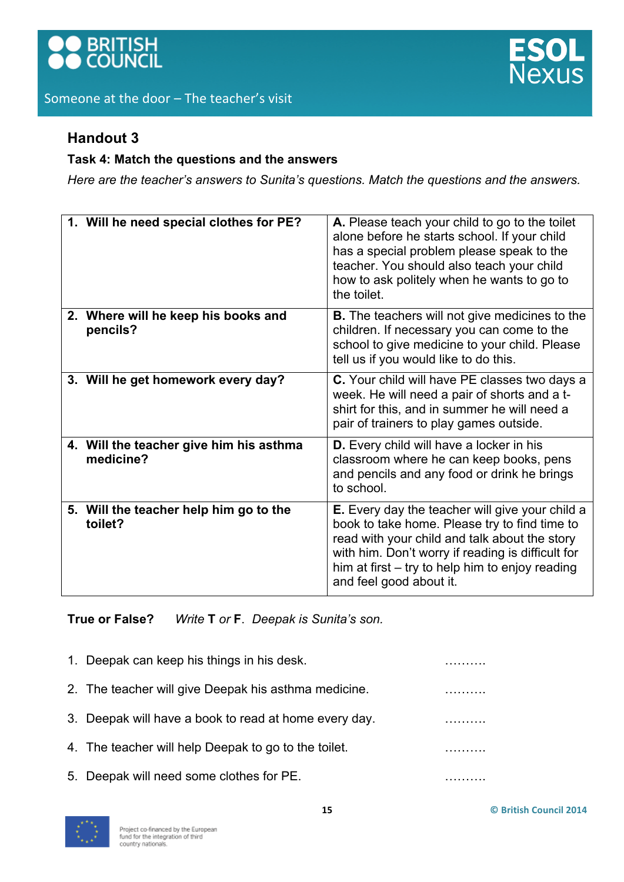## Handout 3

**Task 4: Match the questions and the answers**

*Here are the teacher's answers to Sunita's questions. Match the questions and the answers.*

| | |
|---|---|
| **1. Will he need special clothes for PE?** | **A.** Please teach your child to go to the toilet alone before he starts school. If your child has a special problem please speak to the teacher. You should also teach your child how to ask politely when he wants to go to the toilet. |
| **2. Where will he keep his books and pencils?** | **B.** The teachers will not give medicines to the children. If necessary you can come to the school to give medicine to your child. Please tell us if you would like to do this. |
| **3. Will he get homework every day?** | **C.** Your child will have PE classes two days a week. He will need a pair of shorts and a t-shirt for this, and in summer he will need a pair of trainers to play games outside. |
| **4. Will the teacher give him his asthma medicine?** | **D.** Every child will have a locker in his classroom where he can keep books, pens and pencils and any food or drink he brings to school. |
| **5. Will the teacher help him go to the toilet?** | **E.** Every day the teacher will give your child a book to take home. Please try to find time to read with your child and talk about the story with him. Don't worry if reading is difficult for him at first – try to help him to enjoy reading and feel good about it. |

**True or False?** *Write* **T** *or* **F**. *Deepak is Sunita's son.*

1. Deepak can keep his things in his desk. ……….
2. The teacher will give Deepak his asthma medicine. ……….
3. Deepak will have a book to read at home every day. ……….
4. The teacher will help Deepak to go to the toilet. ……….
5. Deepak will need some clothes for PE. ……….

Project co-financed by the European fund for the integration of third country nationals.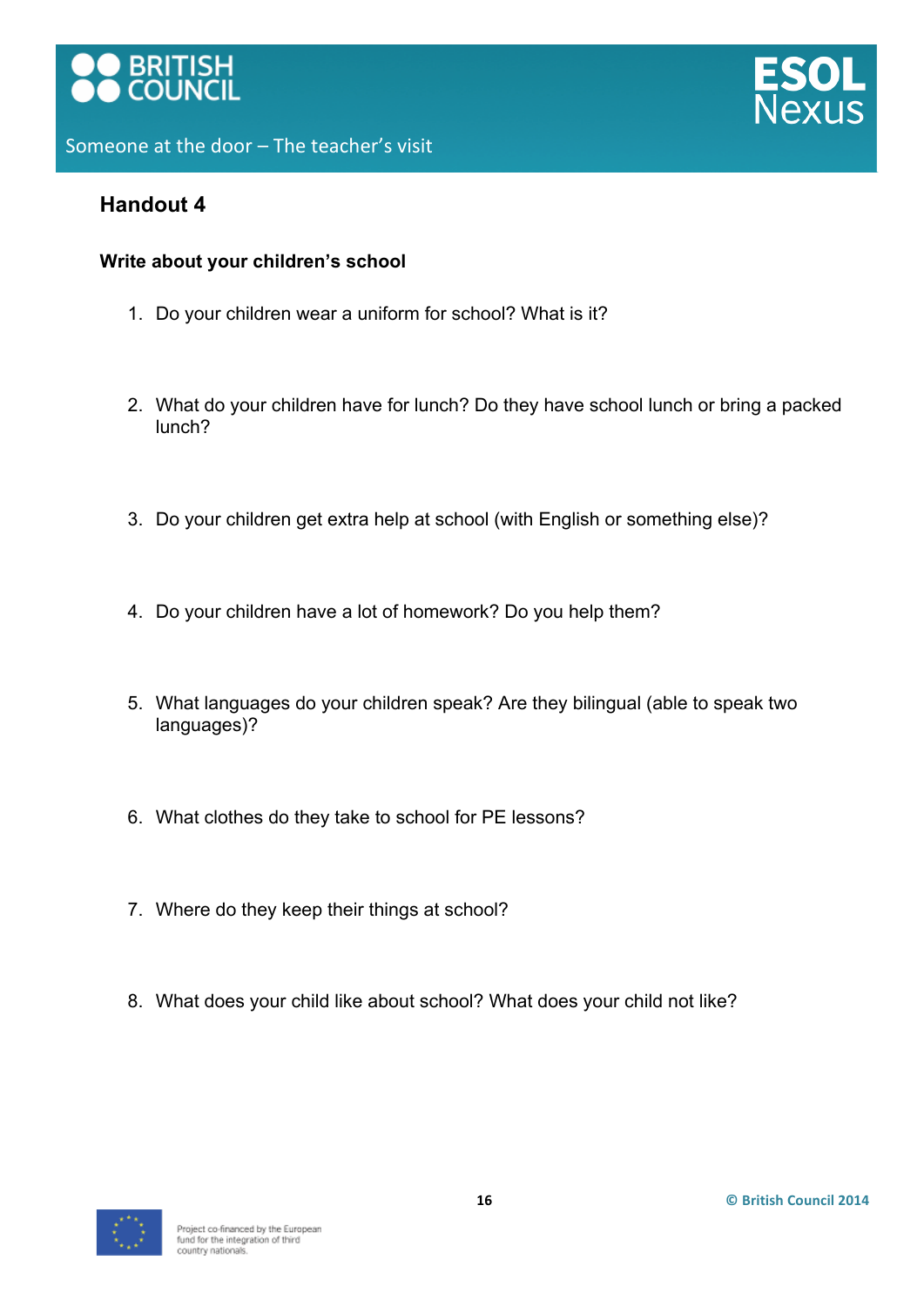## Handout 4

**Write about your children's school**

1. Do your children wear a uniform for school? What is it?

2. What do your children have for lunch? Do they have school lunch or bring a packed lunch?

3. Do your children get extra help at school (with English or something else)?

4. Do your children have a lot of homework? Do you help them?

5. What languages do your children speak? Are they bilingual (able to speak two languages)?

6. What clothes do they take to school for PE lessons?

7. Where do they keep their things at school?

8. What does your child like about school? What does your child not like?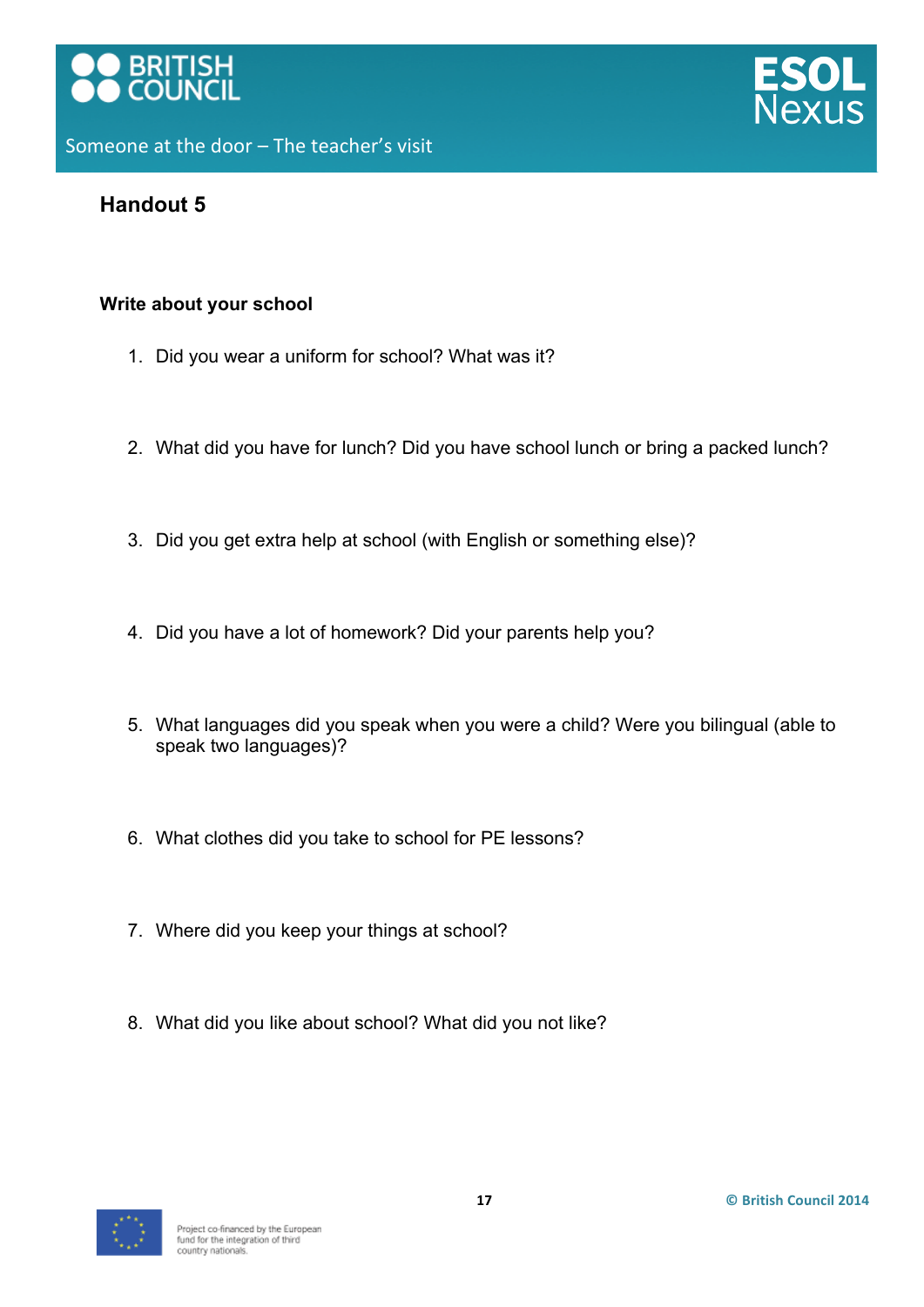## Handout 5

**Write about your school**

1. Did you wear a uniform for school? What was it?
2. What did you have for lunch? Did you have school lunch or bring a packed lunch?
3. Did you get extra help at school (with English or something else)?
4. Did you have a lot of homework? Did your parents help you?
5. What languages did you speak when you were a child? Were you bilingual (able to speak two languages)?
6. What clothes did you take to school for PE lessons?
7. Where did you keep your things at school?
8. What did you like about school? What did you not like?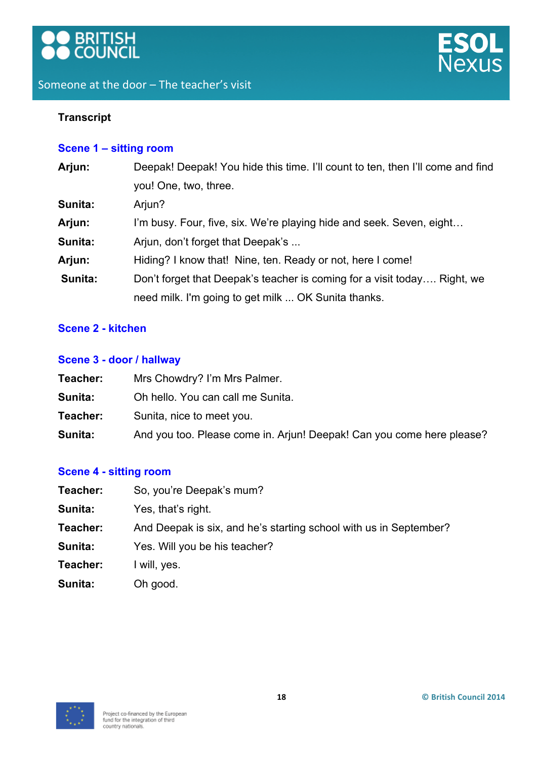**Transcript**

### Scene 1 – sitting room

**Arjun:** Deepak! Deepak! You hide this time. I'll count to ten, then I'll come and find you! One, two, three.

**Sunita:** Arjun?

**Arjun:** I'm busy. Four, five, six. We're playing hide and seek. Seven, eight…

**Sunita:** Arjun, don't forget that Deepak's ...

**Arjun:** Hiding? I know that!  Nine, ten. Ready or not, here I come!

**Sunita:** Don't forget that Deepak's teacher is coming for a visit today…. Right, we need milk. I'm going to get milk ... OK Sunita thanks.

### Scene 2 - kitchen

### Scene 3 - door / hallway

**Teacher:** Mrs Chowdry? I'm Mrs Palmer.

**Sunita:** Oh hello. You can call me Sunita.

**Teacher:** Sunita, nice to meet you.

**Sunita:** And you too. Please come in. Arjun! Deepak! Can you come here please?

### Scene 4 - sitting room

**Teacher:** So, you're Deepak's mum?

**Sunita:** Yes, that's right.

**Teacher:** And Deepak is six, and he's starting school with us in September?

**Sunita:** Yes. Will you be his teacher?

**Teacher:** I will, yes.

**Sunita:** Oh good.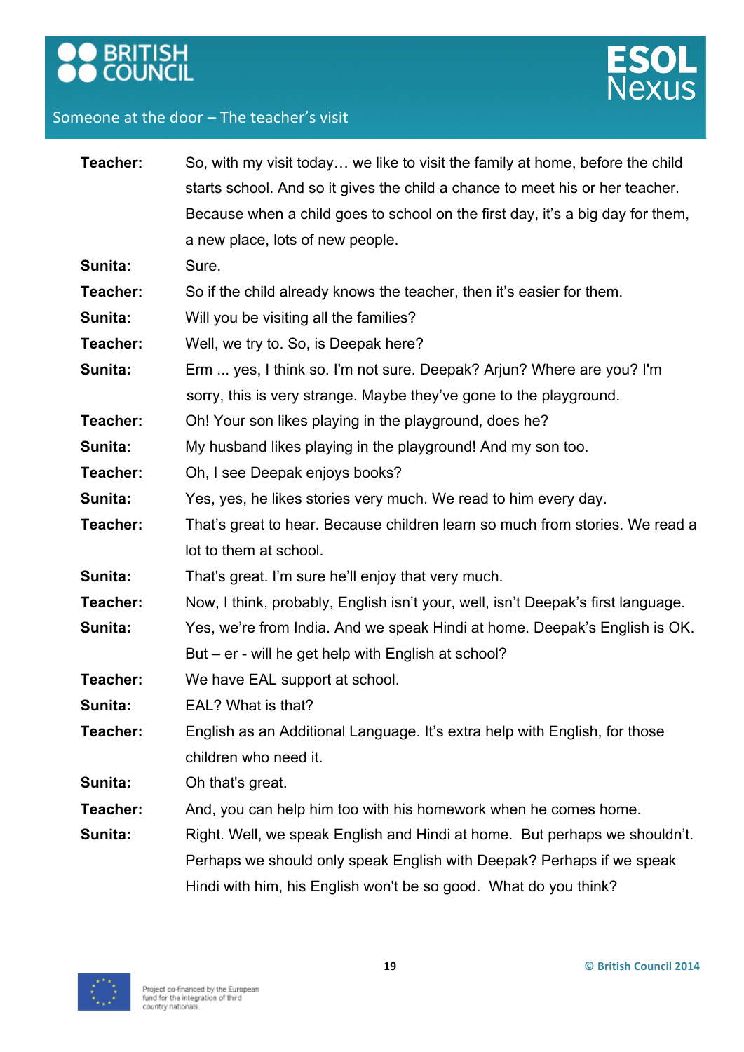**Teacher:** So, with my visit today… we like to visit the family at home, before the child starts school. And so it gives the child a chance to meet his or her teacher. Because when a child goes to school on the first day, it's a big day for them, a new place, lots of new people.

**Sunita:** Sure.

**Teacher:** So if the child already knows the teacher, then it's easier for them.

**Sunita:** Will you be visiting all the families?

**Teacher:** Well, we try to. So, is Deepak here?

**Sunita:** Erm ... yes, I think so. I'm not sure. Deepak? Arjun? Where are you? I'm sorry, this is very strange. Maybe they've gone to the playground.

**Teacher:** Oh! Your son likes playing in the playground, does he?

**Sunita:** My husband likes playing in the playground! And my son too.

**Teacher:** Oh, I see Deepak enjoys books?

**Sunita:** Yes, yes, he likes stories very much. We read to him every day.

**Teacher:** That's great to hear. Because children learn so much from stories. We read a lot to them at school.

**Sunita:** That's great. I'm sure he'll enjoy that very much.

**Teacher:** Now, I think, probably, English isn't your, well, isn't Deepak's first language.

**Sunita:** Yes, we're from India. And we speak Hindi at home. Deepak's English is OK. But – er - will he get help with English at school?

**Teacher:** We have EAL support at school.

**Sunita:** EAL? What is that?

**Teacher:** English as an Additional Language. It's extra help with English, for those children who need it.

**Sunita:** Oh that's great.

**Teacher:** And, you can help him too with his homework when he comes home.

**Sunita:** Right. Well, we speak English and Hindi at home. But perhaps we shouldn't. Perhaps we should only speak English with Deepak? Perhaps if we speak Hindi with him, his English won't be so good. What do you think?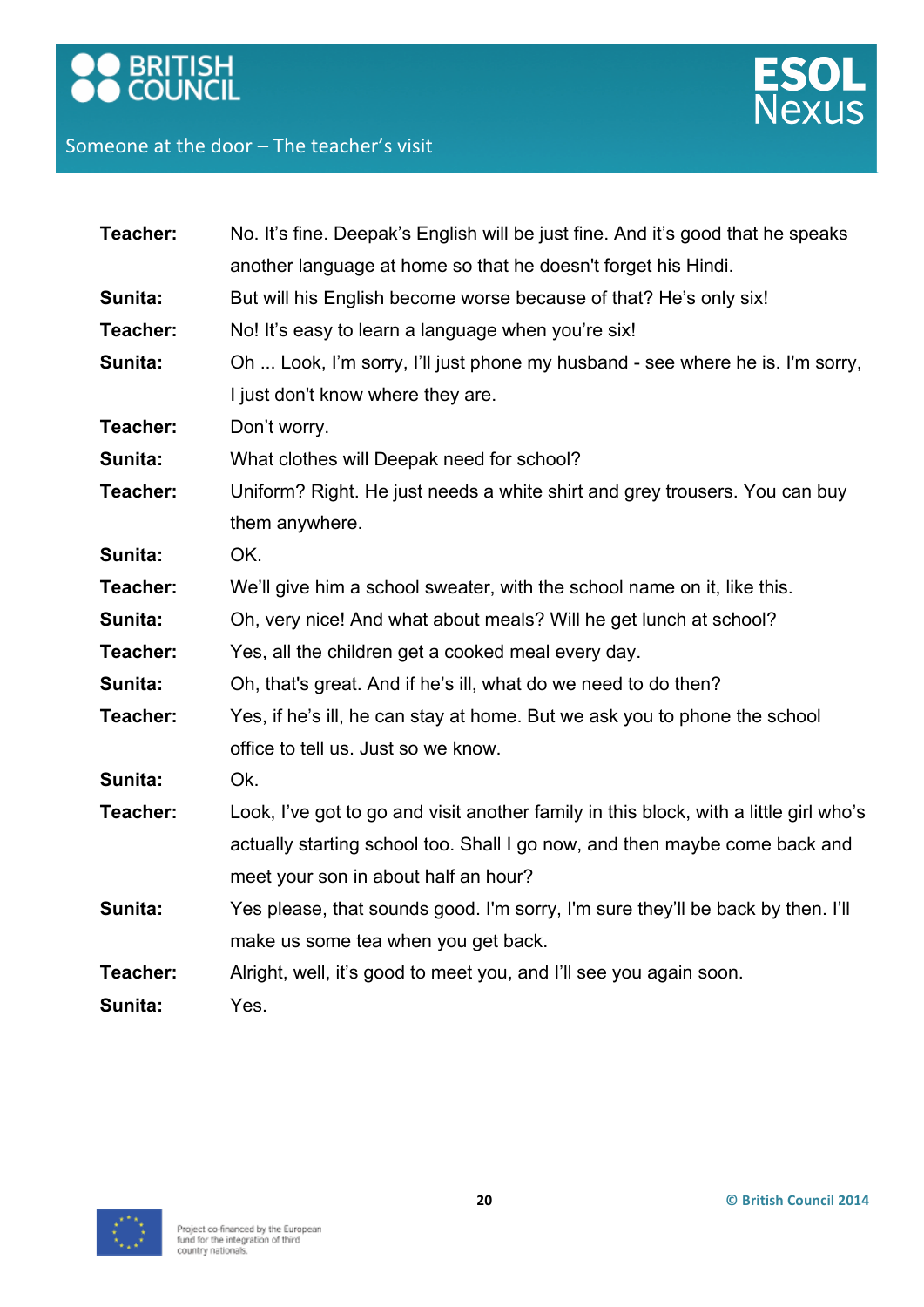**Teacher:** No. It's fine. Deepak's English will be just fine. And it's good that he speaks another language at home so that he doesn't forget his Hindi.

**Sunita:** But will his English become worse because of that? He's only six!

**Teacher:** No! It's easy to learn a language when you're six!

**Sunita:** Oh ... Look, I'm sorry, I'll just phone my husband - see where he is. I'm sorry, I just don't know where they are.

**Teacher:** Don't worry.

**Sunita:** What clothes will Deepak need for school?

**Teacher:** Uniform? Right. He just needs a white shirt and grey trousers. You can buy them anywhere.

**Sunita:** OK.

**Teacher:** We'll give him a school sweater, with the school name on it, like this.

**Sunita:** Oh, very nice! And what about meals? Will he get lunch at school?

**Teacher:** Yes, all the children get a cooked meal every day.

**Sunita:** Oh, that's great. And if he's ill, what do we need to do then?

**Teacher:** Yes, if he's ill, he can stay at home. But we ask you to phone the school office to tell us. Just so we know.

**Sunita:** Ok.

**Teacher:** Look, I've got to go and visit another family in this block, with a little girl who's actually starting school too. Shall I go now, and then maybe come back and meet your son in about half an hour?

**Sunita:** Yes please, that sounds good. I'm sorry, I'm sure they'll be back by then. I'll make us some tea when you get back.

**Teacher:** Alright, well, it's good to meet you, and I'll see you again soon.

**Sunita:** Yes.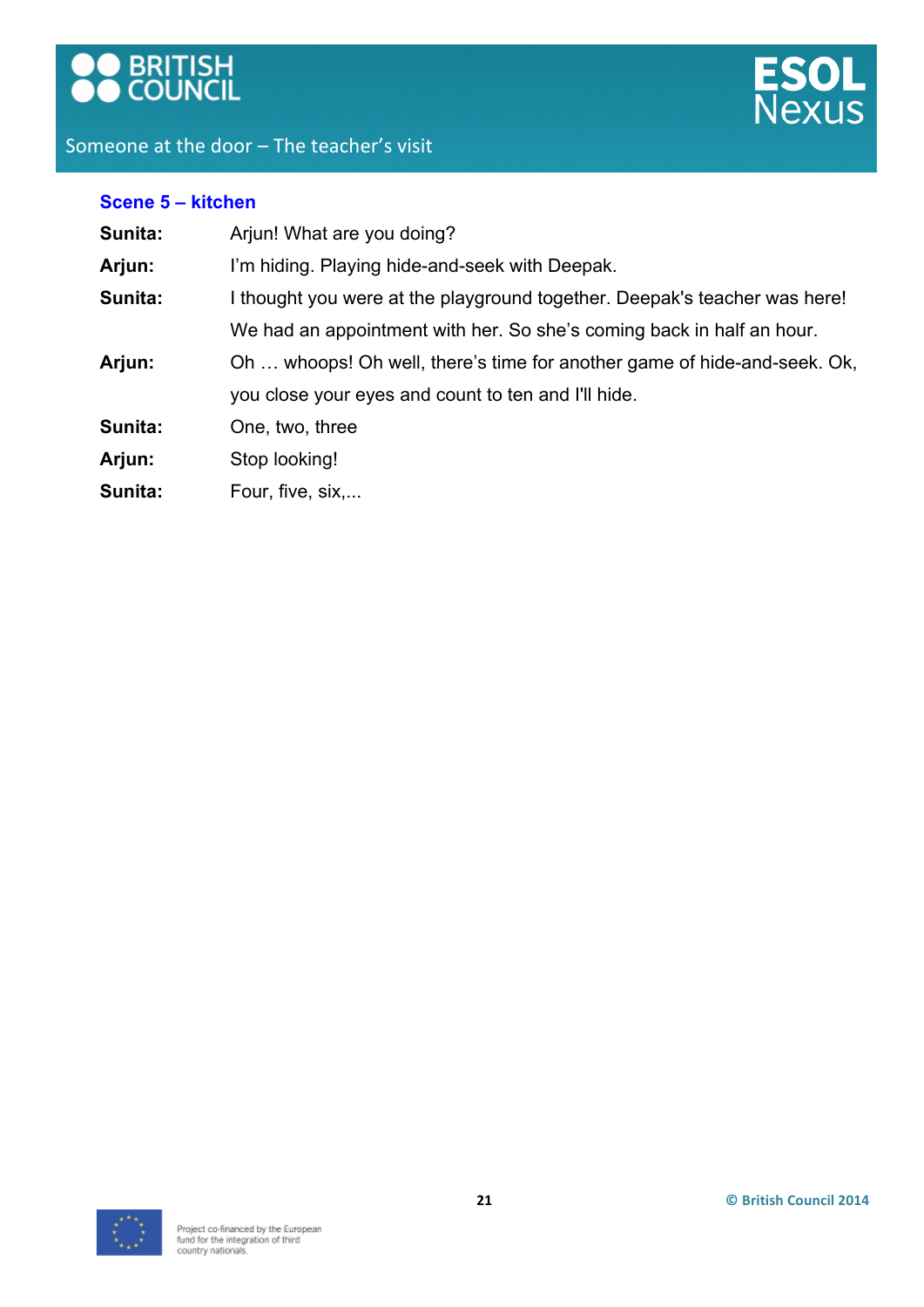## Scene 5 – kitchen

| | |
|---|---|
| **Sunita:** | Arjun! What are you doing? |
| **Arjun:** | I'm hiding. Playing hide-and-seek with Deepak. |
| **Sunita:** | I thought you were at the playground together. Deepak's teacher was here! We had an appointment with her. So she's coming back in half an hour. |
| **Arjun:** | Oh … whoops! Oh well, there's time for another game of hide-and-seek. Ok, you close your eyes and count to ten and I'll hide. |
| **Sunita:** | One, two, three |
| **Arjun:** | Stop looking! |
| **Sunita:** | Four, five, six,... |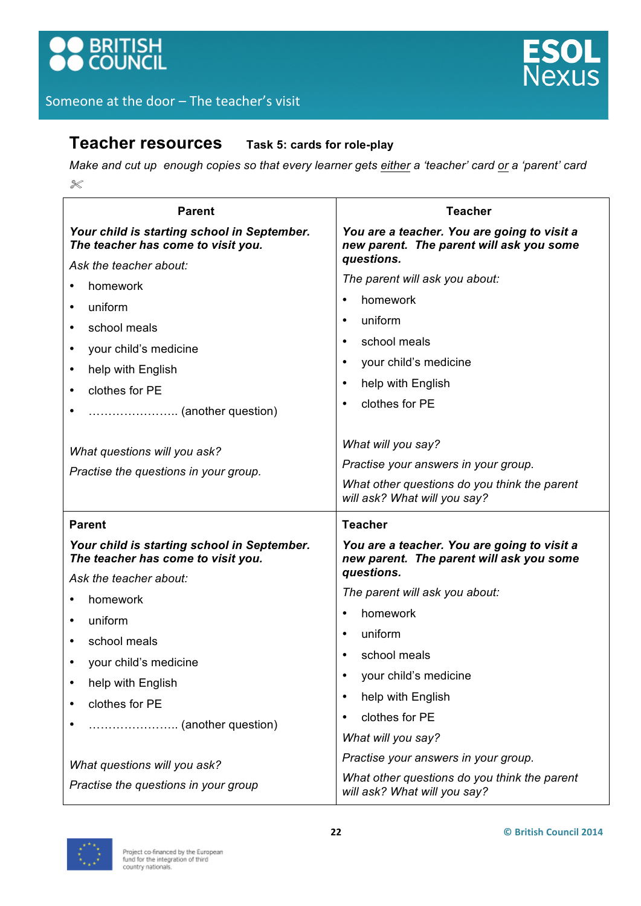Someone at the door – The teacher's visit

## Teacher resources

**Task 5: cards for role-play**

*Make and cut up enough copies so that every learner gets <u>either</u> a 'teacher' card <u>or</u> a 'parent' card*

✂

| Parent | Teacher |
|---|---|
| ***Your child is starting school in September. The teacher has come to visit you.***<br>*Ask the teacher about:*<br>• homework<br>• uniform<br>• school meals<br>• your child's medicine<br>• help with English<br>• clothes for PE<br>• …………………… (another question)<br><br>*What questions will you ask?*<br>*Practise the questions in your group.* | ***You are a teacher. You are going to visit a new parent. The parent will ask you some questions.***<br>*The parent will ask you about:*<br>• homework<br>• uniform<br>• school meals<br>• your child's medicine<br>• help with English<br>• clothes for PE<br><br>*What will you say?*<br>*Practise your answers in your group.*<br>*What other questions do you think the parent will ask? What will you say?* |
| **Parent**<br>***Your child is starting school in September. The teacher has come to visit you.***<br>*Ask the teacher about:*<br>• homework<br>• uniform<br>• school meals<br>• your child's medicine<br>• help with English<br>• clothes for PE<br>• …………………… (another question)<br><br>*What questions will you ask?*<br>*Practise the questions in your group* | **Teacher**<br>***You are a teacher. You are going to visit a new parent. The parent will ask you some questions.***<br>*The parent will ask you about:*<br>• homework<br>• uniform<br>• school meals<br>• your child's medicine<br>• help with English<br>• clothes for PE<br>*What will you say?*<br>*Practise your answers in your group.*<br>*What other questions do you think the parent will ask? What will you say?* |

Project co-financed by the European fund for the integration of third country nationals.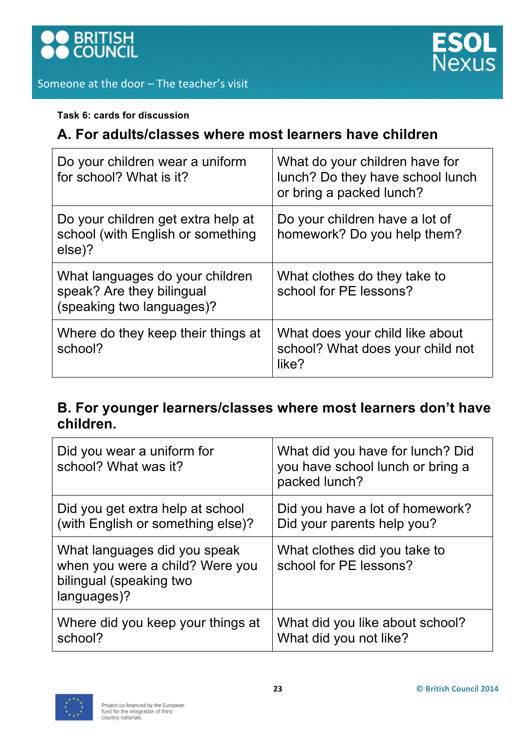**Task 6: cards for discussion**

## A. For adults/classes where most learners have children

| | |
|---|---|
| Do your children wear a uniform for school? What is it? | What do your children have for lunch? Do they have school lunch or bring a packed lunch? |
| Do your children get extra help at school (with English or something else)? | Do your children have a lot of homework? Do you help them? |
| What languages do your children speak? Are they bilingual (speaking two languages)? | What clothes do they take to school for PE lessons? |
| Where do they keep their things at school? | What does your child like about school? What does your child not like? |

## B. For younger learners/classes where most learners don't have children.

| | |
|---|---|
| Did you wear a uniform for school? What was it? | What did you have for lunch? Did you have school lunch or bring a packed lunch? |
| Did you get extra help at school (with English or something else)? | Did you have a lot of homework? Did your parents help you? |
| What languages did you speak when you were a child? Were you bilingual (speaking two languages)? | What clothes did you take to school for PE lessons? |
| Where did you keep your things at school? | What did you like about school? What did you not like? |

Project co-financed by the European fund for the integration of third country nationals.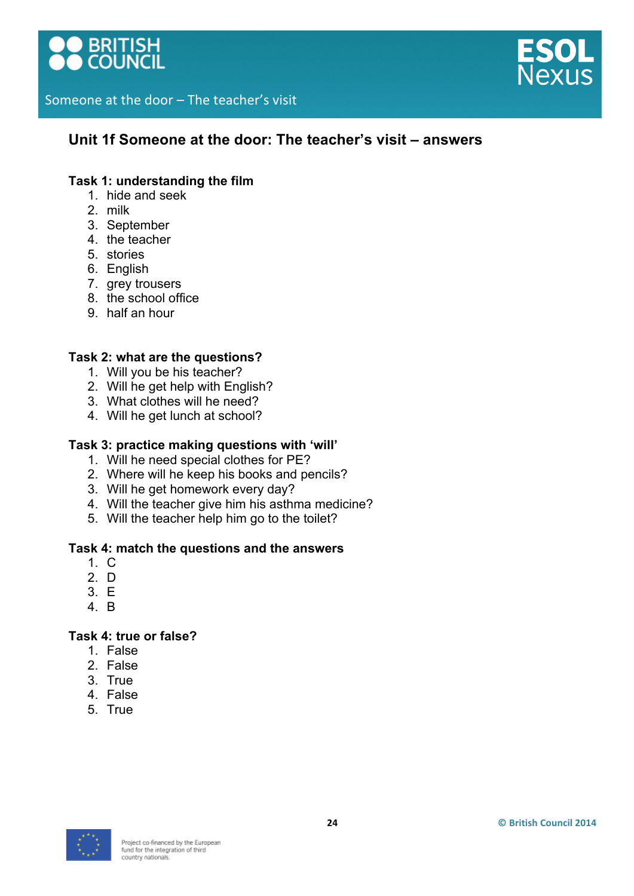# Unit 1f Someone at the door: The teacher's visit – answers

**Task 1: understanding the film**

1. hide and seek
2. milk
3. September
4. the teacher
5. stories
6. English
7. grey trousers
8. the school office
9. half an hour

**Task 2: what are the questions?**

1. Will you be his teacher?
2. Will he get help with English?
3. What clothes will he need?
4. Will he get lunch at school?

**Task 3: practice making questions with 'will'**

1. Will he need special clothes for PE?
2. Where will he keep his books and pencils?
3. Will he get homework every day?
4. Will the teacher give him his asthma medicine?
5. Will the teacher help him go to the toilet?

**Task 4: match the questions and the answers**

1. C
2. D
3. E
4. B

**Task 4: true or false?**

1. False
2. False
3. True
4. False
5. True

Project co-financed by the European fund for the integration of third country nationals.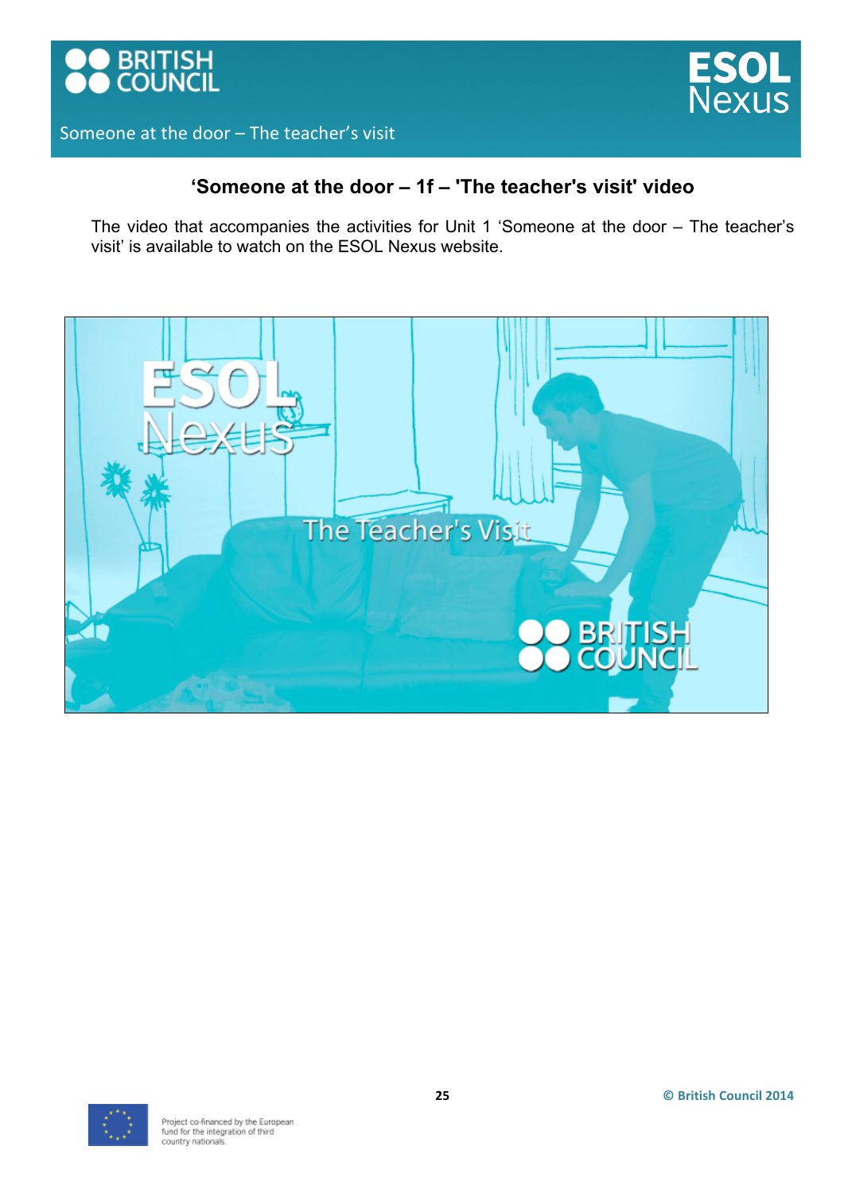## 'Someone at the door – 1f – 'The teacher's visit' video

The video that accompanies the activities for Unit 1 'Someone at the door – The teacher's visit' is available to watch on the ESOL Nexus website.